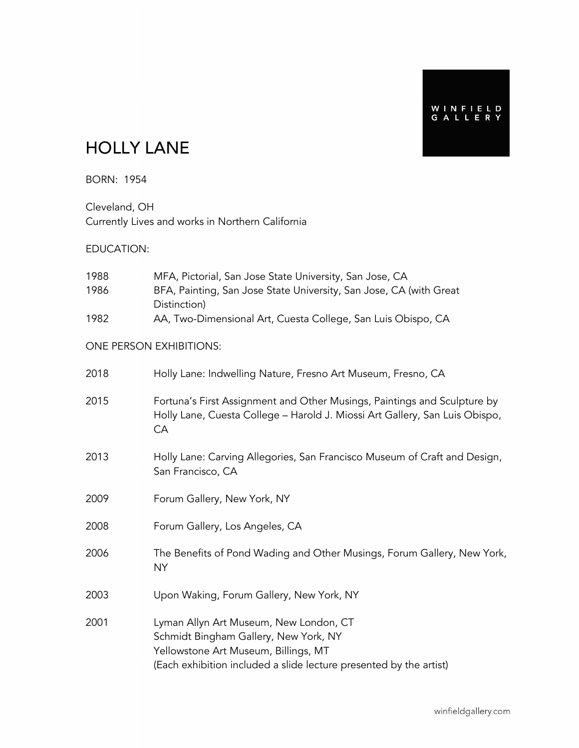WINFIELD GALLERY

# HOLLY LANE

BORN: 1954

Cleveland, OH
Currently Lives and works in Northern California

## EDUCATION:

| | |
|---|---|
| 1988 | MFA, Pictorial, San Jose State University, San Jose, CA |
| 1986 | BFA, Painting, San Jose State University, San Jose, CA (with Great Distinction) |
| 1982 | AA, Two-Dimensional Art, Cuesta College, San Luis Obispo, CA |

## ONE PERSON EXHIBITIONS:

| | |
|---|---|
| 2018 | Holly Lane: Indwelling Nature, Fresno Art Museum, Fresno, CA |
| 2015 | Fortuna's First Assignment and Other Musings, Paintings and Sculpture by Holly Lane, Cuesta College – Harold J. Miossi Art Gallery, San Luis Obispo, CA |
| 2013 | Holly Lane: Carving Allegories, San Francisco Museum of Craft and Design, San Francisco, CA |
| 2009 | Forum Gallery, New York, NY |
| 2008 | Forum Gallery, Los Angeles, CA |
| 2006 | The Benefits of Pond Wading and Other Musings, Forum Gallery, New York, NY |
| 2003 | Upon Waking, Forum Gallery, New York, NY |
| 2001 | Lyman Allyn Art Museum, New London, CT<br>Schmidt Bingham Gallery, New York, NY<br>Yellowstone Art Museum, Billings, MT<br>(Each exhibition included a slide lecture presented by the artist) |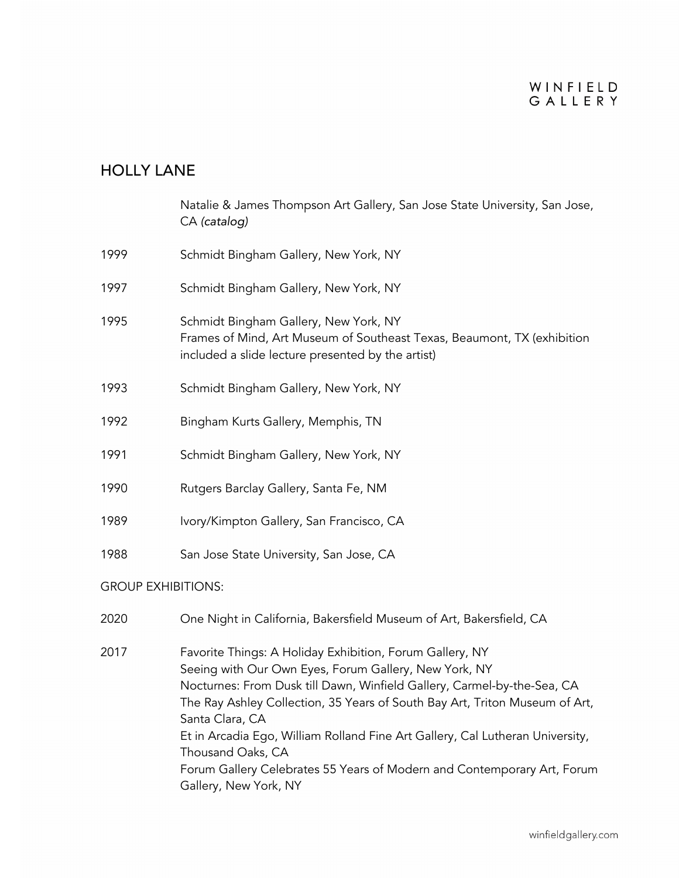## HOLLY LANE

| | |
|---|---|
| | Natalie & James Thompson Art Gallery, San Jose State University, San Jose, CA *(catalog)* |
| 1999 | Schmidt Bingham Gallery, New York, NY |
| 1997 | Schmidt Bingham Gallery, New York, NY |
| 1995 | Schmidt Bingham Gallery, New York, NY<br>Frames of Mind, Art Museum of Southeast Texas, Beaumont, TX (exhibition included a slide lecture presented by the artist) |
| 1993 | Schmidt Bingham Gallery, New York, NY |
| 1992 | Bingham Kurts Gallery, Memphis, TN |
| 1991 | Schmidt Bingham Gallery, New York, NY |
| 1990 | Rutgers Barclay Gallery, Santa Fe, NM |
| 1989 | Ivory/Kimpton Gallery, San Francisco, CA |
| 1988 | San Jose State University, San Jose, CA |

GROUP EXHIBITIONS:

| | |
|---|---|
| 2020 | One Night in California, Bakersfield Museum of Art, Bakersfield, CA |
| 2017 | Favorite Things: A Holiday Exhibition, Forum Gallery, NY<br>Seeing with Our Own Eyes, Forum Gallery, New York, NY<br>Nocturnes: From Dusk till Dawn, Winfield Gallery, Carmel-by-the-Sea, CA<br>The Ray Ashley Collection, 35 Years of South Bay Art, Triton Museum of Art, Santa Clara, CA<br>Et in Arcadia Ego, William Rolland Fine Art Gallery, Cal Lutheran University, Thousand Oaks, CA<br>Forum Gallery Celebrates 55 Years of Modern and Contemporary Art, Forum Gallery, New York, NY |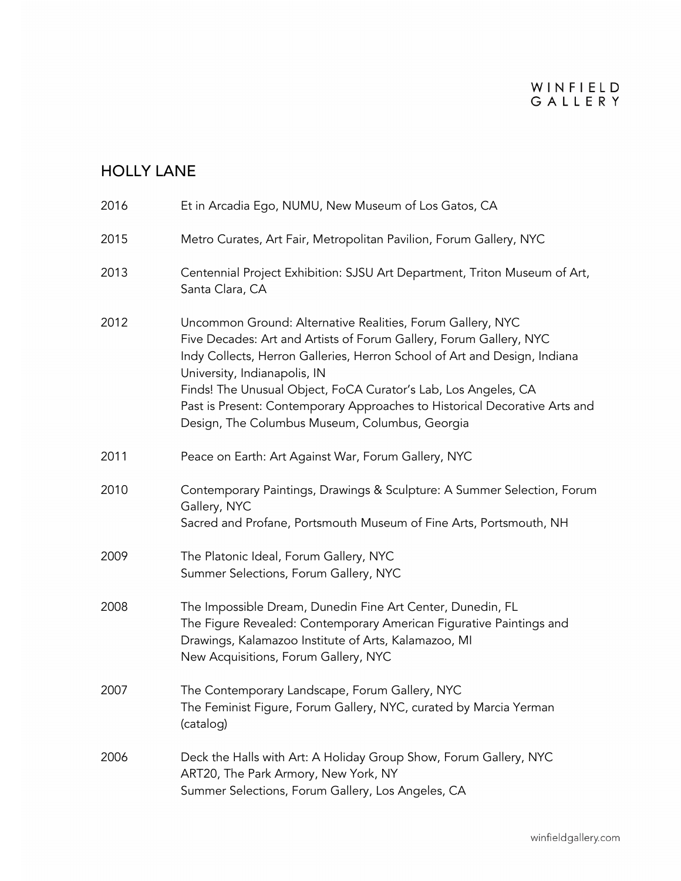## HOLLY LANE

2016 Et in Arcadia Ego, NUMU, New Museum of Los Gatos, CA

2015 Metro Curates, Art Fair, Metropolitan Pavilion, Forum Gallery, NYC

2013 Centennial Project Exhibition: SJSU Art Department, Triton Museum of Art, Santa Clara, CA

2012 Uncommon Ground: Alternative Realities, Forum Gallery, NYC
Five Decades: Art and Artists of Forum Gallery, Forum Gallery, NYC
Indy Collects, Herron Galleries, Herron School of Art and Design, Indiana University, Indianapolis, IN
Finds! The Unusual Object, FoCA Curator's Lab, Los Angeles, CA
Past is Present: Contemporary Approaches to Historical Decorative Arts and Design, The Columbus Museum, Columbus, Georgia

2011 Peace on Earth: Art Against War, Forum Gallery, NYC

2010 Contemporary Paintings, Drawings & Sculpture: A Summer Selection, Forum Gallery, NYC
Sacred and Profane, Portsmouth Museum of Fine Arts, Portsmouth, NH

2009 The Platonic Ideal, Forum Gallery, NYC
Summer Selections, Forum Gallery, NYC

2008 The Impossible Dream, Dunedin Fine Art Center, Dunedin, FL
The Figure Revealed: Contemporary American Figurative Paintings and Drawings, Kalamazoo Institute of Arts, Kalamazoo, MI
New Acquisitions, Forum Gallery, NYC

2007 The Contemporary Landscape, Forum Gallery, NYC
The Feminist Figure, Forum Gallery, NYC, curated by Marcia Yerman (catalog)

2006 Deck the Halls with Art: A Holiday Group Show, Forum Gallery, NYC
ART20, The Park Armory, New York, NY
Summer Selections, Forum Gallery, Los Angeles, CA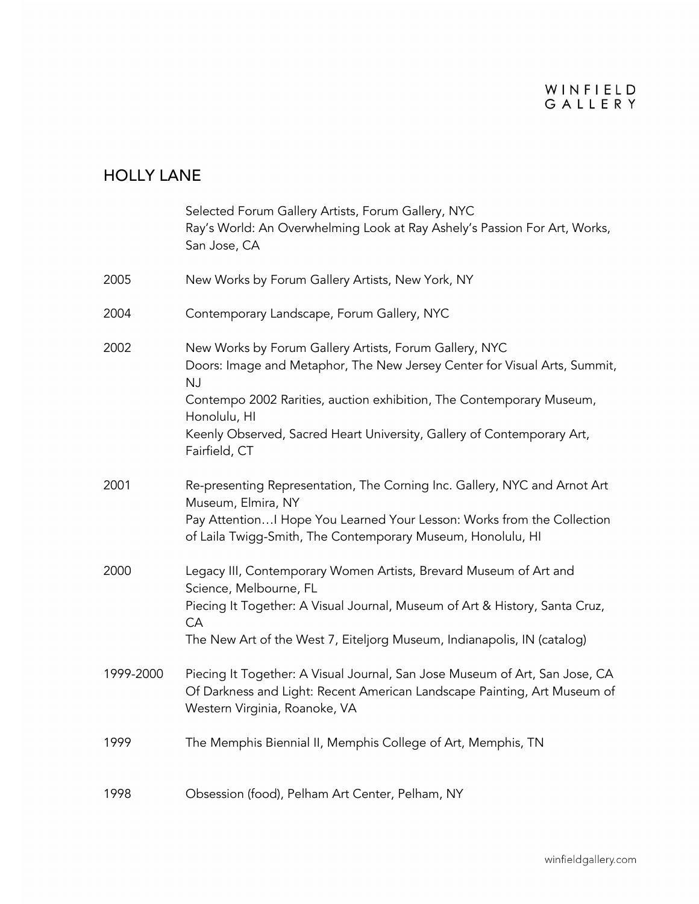## HOLLY LANE

| | |
|---|---|
| | Selected Forum Gallery Artists, Forum Gallery, NYC<br>Ray's World: An Overwhelming Look at Ray Ashely's Passion For Art, Works, San Jose, CA |
| 2005 | New Works by Forum Gallery Artists, New York, NY |
| 2004 | Contemporary Landscape, Forum Gallery, NYC |
| 2002 | New Works by Forum Gallery Artists, Forum Gallery, NYC<br>Doors: Image and Metaphor, The New Jersey Center for Visual Arts, Summit, NJ<br>Contempo 2002 Rarities, auction exhibition, The Contemporary Museum, Honolulu, HI<br>Keenly Observed, Sacred Heart University, Gallery of Contemporary Art, Fairfield, CT |
| 2001 | Re-presenting Representation, The Corning Inc. Gallery, NYC and Arnot Art Museum, Elmira, NY<br>Pay Attention…I Hope You Learned Your Lesson: Works from the Collection of Laila Twigg-Smith, The Contemporary Museum, Honolulu, HI |
| 2000 | Legacy III, Contemporary Women Artists, Brevard Museum of Art and Science, Melbourne, FL<br>Piecing It Together: A Visual Journal, Museum of Art & History, Santa Cruz, CA<br>The New Art of the West 7, Eiteljorg Museum, Indianapolis, IN (catalog) |
| 1999-2000 | Piecing It Together: A Visual Journal, San Jose Museum of Art, San Jose, CA<br>Of Darkness and Light: Recent American Landscape Painting, Art Museum of Western Virginia, Roanoke, VA |
| 1999 | The Memphis Biennial II, Memphis College of Art, Memphis, TN |
| 1998 | Obsession (food), Pelham Art Center, Pelham, NY |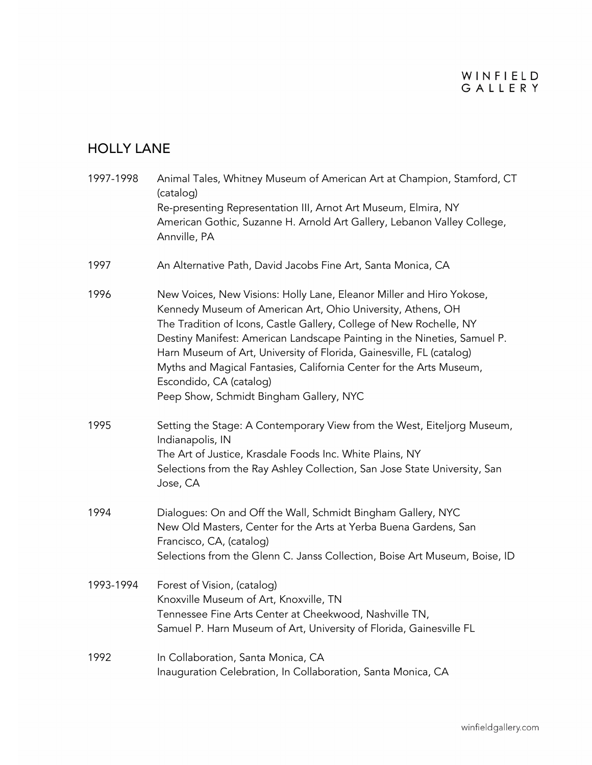## HOLLY LANE

1997-1998 Animal Tales, Whitney Museum of American Art at Champion, Stamford, CT (catalog)
Re-presenting Representation III, Arnot Art Museum, Elmira, NY
American Gothic, Suzanne H. Arnold Art Gallery, Lebanon Valley College, Annville, PA

1997 An Alternative Path, David Jacobs Fine Art, Santa Monica, CA

1996 New Voices, New Visions: Holly Lane, Eleanor Miller and Hiro Yokose, Kennedy Museum of American Art, Ohio University, Athens, OH
The Tradition of Icons, Castle Gallery, College of New Rochelle, NY
Destiny Manifest: American Landscape Painting in the Nineties, Samuel P. Harn Museum of Art, University of Florida, Gainesville, FL (catalog)
Myths and Magical Fantasies, California Center for the Arts Museum, Escondido, CA (catalog)
Peep Show, Schmidt Bingham Gallery, NYC

1995 Setting the Stage: A Contemporary View from the West, Eiteljorg Museum, Indianapolis, IN
The Art of Justice, Krasdale Foods Inc. White Plains, NY
Selections from the Ray Ashley Collection, San Jose State University, San Jose, CA

1994 Dialogues: On and Off the Wall, Schmidt Bingham Gallery, NYC
New Old Masters, Center for the Arts at Yerba Buena Gardens, San Francisco, CA, (catalog)
Selections from the Glenn C. Janss Collection, Boise Art Museum, Boise, ID

1993-1994 Forest of Vision, (catalog)
Knoxville Museum of Art, Knoxville, TN
Tennessee Fine Arts Center at Cheekwood, Nashville TN,
Samuel P. Harn Museum of Art, University of Florida, Gainesville FL

1992 In Collaboration, Santa Monica, CA
Inauguration Celebration, In Collaboration, Santa Monica, CA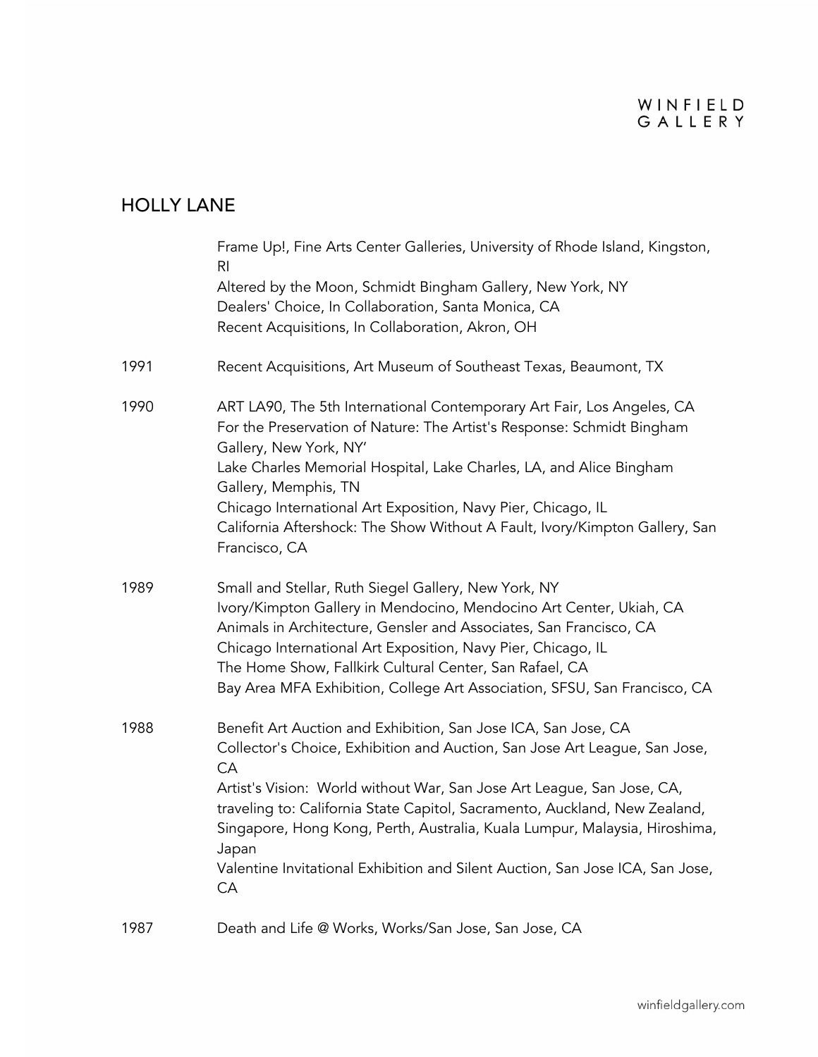## HOLLY LANE

| | |
|---|---|
| | Frame Up!, Fine Arts Center Galleries, University of Rhode Island, Kingston, RI<br>Altered by the Moon, Schmidt Bingham Gallery, New York, NY<br>Dealers' Choice, In Collaboration, Santa Monica, CA<br>Recent Acquisitions, In Collaboration, Akron, OH |
| 1991 | Recent Acquisitions, Art Museum of Southeast Texas, Beaumont, TX |
| 1990 | ART LA90, The 5th International Contemporary Art Fair, Los Angeles, CA<br>For the Preservation of Nature: The Artist's Response: Schmidt Bingham Gallery, New York, NY'<br>Lake Charles Memorial Hospital, Lake Charles, LA, and Alice Bingham Gallery, Memphis, TN<br>Chicago International Art Exposition, Navy Pier, Chicago, IL<br>California Aftershock: The Show Without A Fault, Ivory/Kimpton Gallery, San Francisco, CA |
| 1989 | Small and Stellar, Ruth Siegel Gallery, New York, NY<br>Ivory/Kimpton Gallery in Mendocino, Mendocino Art Center, Ukiah, CA<br>Animals in Architecture, Gensler and Associates, San Francisco, CA<br>Chicago International Art Exposition, Navy Pier, Chicago, IL<br>The Home Show, Fallkirk Cultural Center, San Rafael, CA<br>Bay Area MFA Exhibition, College Art Association, SFSU, San Francisco, CA |
| 1988 | Benefit Art Auction and Exhibition, San Jose ICA, San Jose, CA<br>Collector's Choice, Exhibition and Auction, San Jose Art League, San Jose, CA<br>Artist's Vision: World without War, San Jose Art League, San Jose, CA, traveling to: California State Capitol, Sacramento, Auckland, New Zealand, Singapore, Hong Kong, Perth, Australia, Kuala Lumpur, Malaysia, Hiroshima, Japan<br>Valentine Invitational Exhibition and Silent Auction, San Jose ICA, San Jose, CA |
| 1987 | Death and Life @ Works, Works/San Jose, San Jose, CA |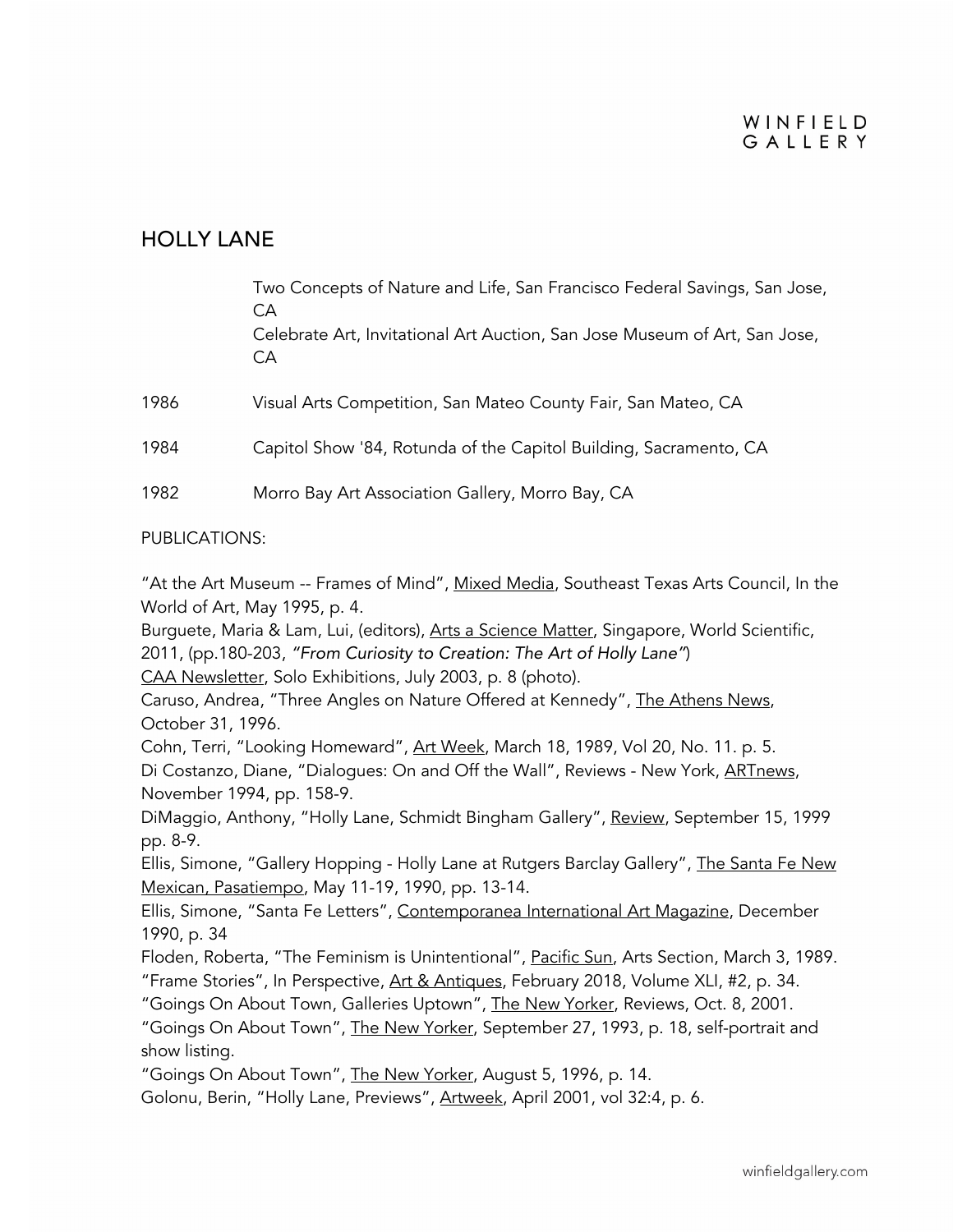# HOLLY LANE

| | |
|---|---|
| | Two Concepts of Nature and Life, San Francisco Federal Savings, San Jose, CA<br>Celebrate Art, Invitational Art Auction, San Jose Museum of Art, San Jose, CA |
| 1986 | Visual Arts Competition, San Mateo County Fair, San Mateo, CA |
| 1984 | Capitol Show '84, Rotunda of the Capitol Building, Sacramento, CA |
| 1982 | Morro Bay Art Association Gallery, Morro Bay, CA |

PUBLICATIONS:

"At the Art Museum -- Frames of Mind", Mixed Media, Southeast Texas Arts Council, In the World of Art, May 1995, p. 4.
Burguete, Maria & Lam, Lui, (editors), Arts a Science Matter, Singapore, World Scientific, 2011, (pp.180-203, *"From Curiosity to Creation: The Art of Holly Lane"*)
CAA Newsletter, Solo Exhibitions, July 2003, p. 8 (photo).
Caruso, Andrea, "Three Angles on Nature Offered at Kennedy", The Athens News, October 31, 1996.
Cohn, Terri, "Looking Homeward", Art Week, March 18, 1989, Vol 20, No. 11. p. 5.
Di Costanzo, Diane, "Dialogues: On and Off the Wall", Reviews - New York, ARTnews, November 1994, pp. 158-9.
DiMaggio, Anthony, "Holly Lane, Schmidt Bingham Gallery", Review, September 15, 1999 pp. 8-9.
Ellis, Simone, "Gallery Hopping - Holly Lane at Rutgers Barclay Gallery", The Santa Fe New Mexican, Pasatiempo, May 11-19, 1990, pp. 13-14.
Ellis, Simone, "Santa Fe Letters", Contemporanea International Art Magazine, December 1990, p. 34
Floden, Roberta, "The Feminism is Unintentional", Pacific Sun, Arts Section, March 3, 1989.
"Frame Stories", In Perspective, Art & Antiques, February 2018, Volume XLI, #2, p. 34.
"Goings On About Town, Galleries Uptown", The New Yorker, Reviews, Oct. 8, 2001.
"Goings On About Town", The New Yorker, September 27, 1993, p. 18, self-portrait and show listing.
"Goings On About Town", The New Yorker, August 5, 1996, p. 14.
Golonu, Berin, "Holly Lane, Previews", Artweek, April 2001, vol 32:4, p. 6.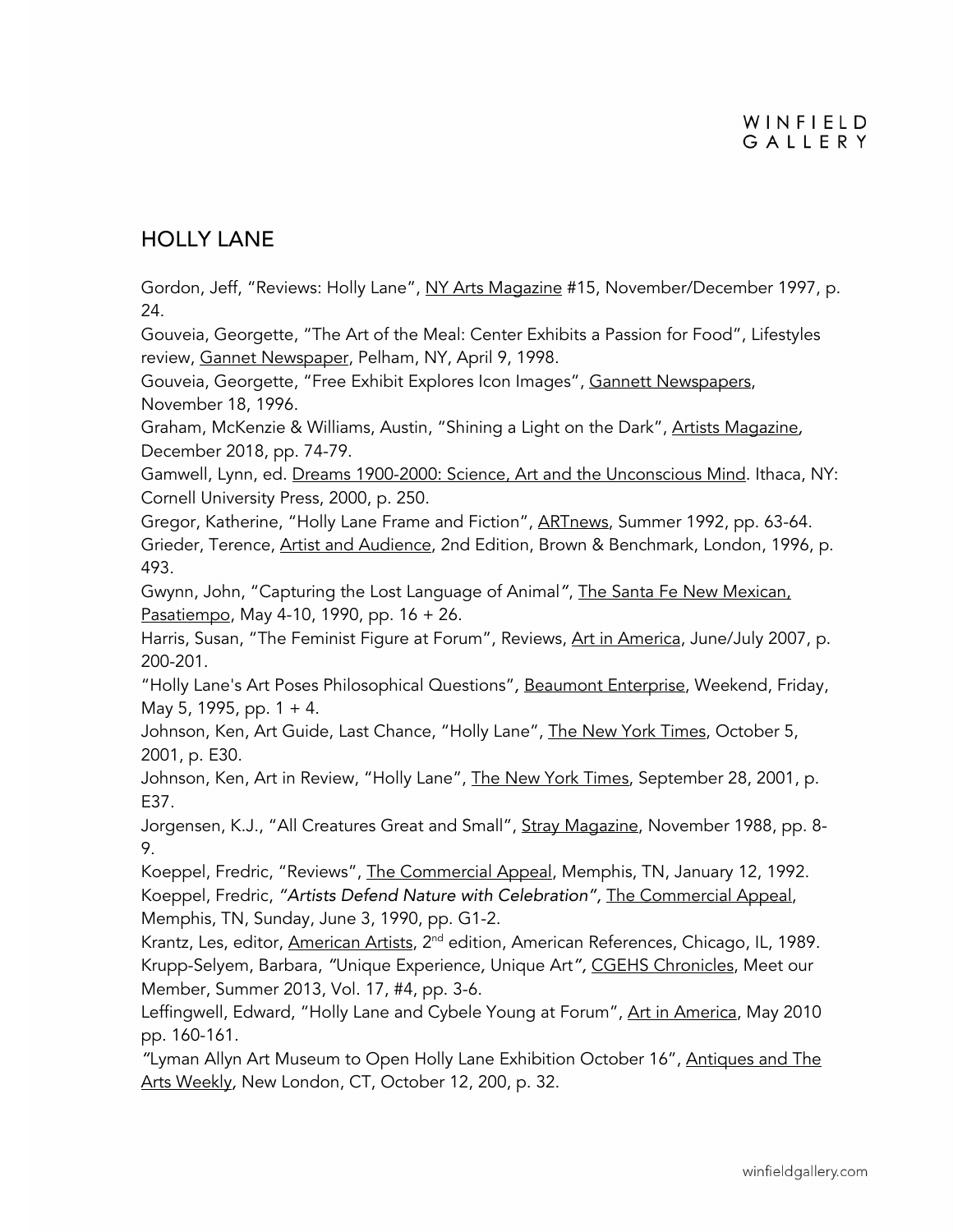## HOLLY LANE

Gordon, Jeff, "Reviews: Holly Lane", NY Arts Magazine #15, November/December 1997, p. 24.

Gouveia, Georgette, "The Art of the Meal: Center Exhibits a Passion for Food", Lifestyles review, Gannet Newspaper, Pelham, NY, April 9, 1998.

Gouveia, Georgette, "Free Exhibit Explores Icon Images", Gannett Newspapers, November 18, 1996.

Graham, McKenzie & Williams, Austin, "Shining a Light on the Dark", Artists Magazine, December 2018, pp. 74-79.

Gamwell, Lynn, ed. Dreams 1900-2000: Science, Art and the Unconscious Mind. Ithaca, NY: Cornell University Press, 2000, p. 250.

Gregor, Katherine, "Holly Lane Frame and Fiction", ARTnews, Summer 1992, pp. 63-64.

Grieder, Terence, Artist and Audience, 2nd Edition, Brown & Benchmark, London, 1996, p. 493.

Gwynn, John, "Capturing the Lost Language of Animal", The Santa Fe New Mexican, Pasatiempo, May 4-10, 1990, pp. 16 + 26.

Harris, Susan, "The Feminist Figure at Forum", Reviews, Art in America, June/July 2007, p. 200-201.

"Holly Lane's Art Poses Philosophical Questions", Beaumont Enterprise, Weekend, Friday, May 5, 1995, pp. 1 + 4.

Johnson, Ken, Art Guide, Last Chance, "Holly Lane", The New York Times, October 5, 2001, p. E30.

Johnson, Ken, Art in Review, "Holly Lane", The New York Times, September 28, 2001, p. E37.

Jorgensen, K.J., "All Creatures Great and Small", Stray Magazine, November 1988, pp. 8-9.

Koeppel, Fredric, "Reviews", The Commercial Appeal, Memphis, TN, January 12, 1992.

Koeppel, Fredric, *"Artists Defend Nature with Celebration"*, The Commercial Appeal, Memphis, TN, Sunday, June 3, 1990, pp. G1-2.

Krantz, Les, editor, American Artists, 2nd edition, American References, Chicago, IL, 1989.

Krupp-Selyem, Barbara, "Unique Experience, Unique Art", CGEHS Chronicles, Meet our Member, Summer 2013, Vol. 17, #4, pp. 3-6.

Leffingwell, Edward, "Holly Lane and Cybele Young at Forum", Art in America, May 2010 pp. 160-161.

"Lyman Allyn Art Museum to Open Holly Lane Exhibition October 16", Antiques and The Arts Weekly, New London, CT, October 12, 200, p. 32.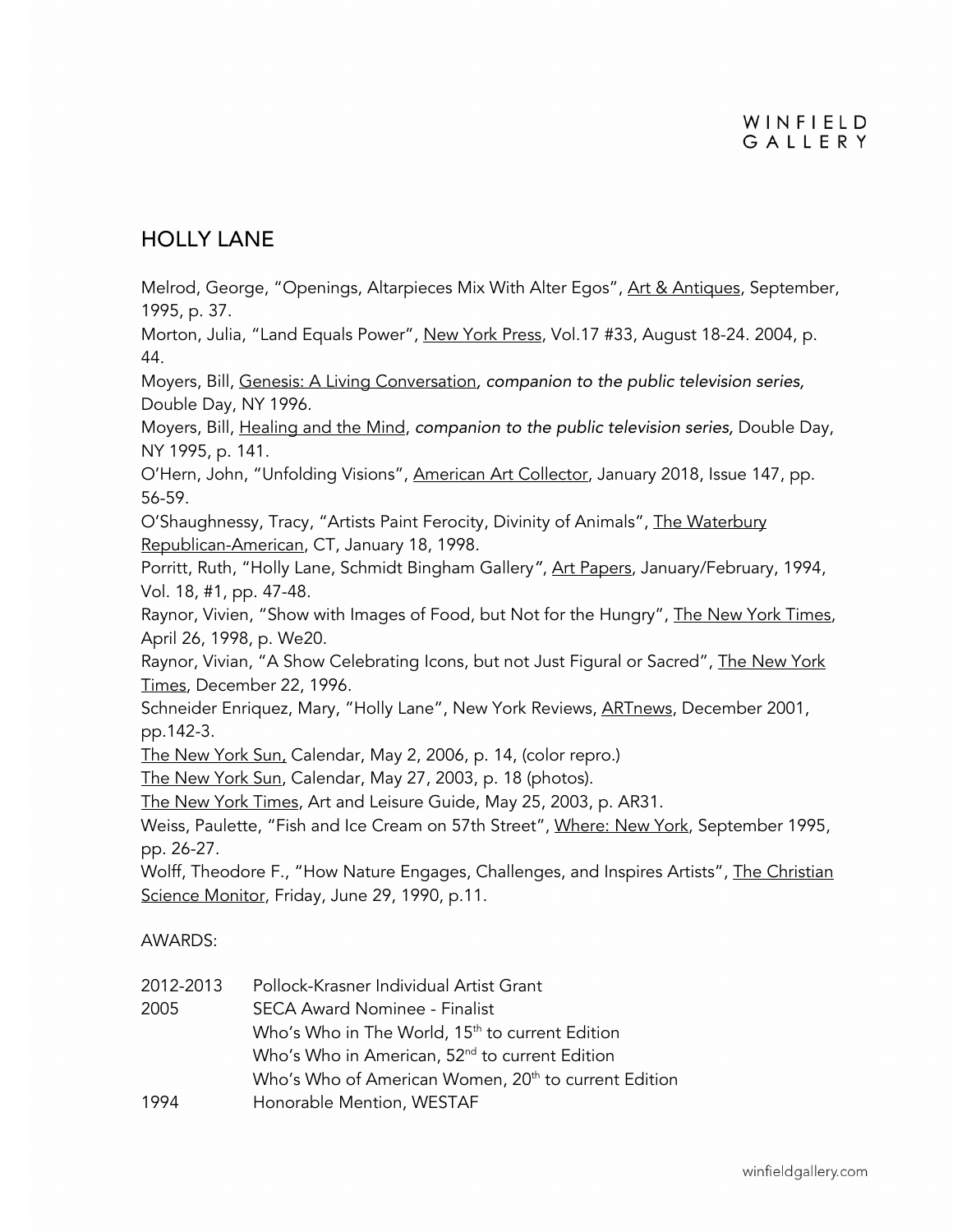## HOLLY LANE

Melrod, George, "Openings, Altarpieces Mix With Alter Egos", Art & Antiques, September, 1995, p. 37.

Morton, Julia, "Land Equals Power", New York Press, Vol.17 #33, August 18-24. 2004, p. 44.

Moyers, Bill, Genesis: A Living Conversation, *companion to the public television series,* Double Day, NY 1996.

Moyers, Bill, Healing and the Mind, *companion to the public television series,* Double Day, NY 1995, p. 141.

O'Hern, John, "Unfolding Visions", American Art Collector, January 2018, Issue 147, pp. 56-59.

O'Shaughnessy, Tracy, "Artists Paint Ferocity, Divinity of Animals", The Waterbury Republican-American, CT, January 18, 1998.

Porritt, Ruth, "Holly Lane, Schmidt Bingham Gallery", Art Papers, January/February, 1994, Vol. 18, #1, pp. 47-48.

Raynor, Vivien, "Show with Images of Food, but Not for the Hungry", The New York Times, April 26, 1998, p. We20.

Raynor, Vivian, "A Show Celebrating Icons, but not Just Figural or Sacred", The New York Times, December 22, 1996.

Schneider Enriquez, Mary, "Holly Lane", New York Reviews, ARTnews, December 2001, pp.142-3.

The New York Sun, Calendar, May 2, 2006, p. 14, (color repro.)

The New York Sun, Calendar, May 27, 2003, p. 18 (photos).

The New York Times, Art and Leisure Guide, May 25, 2003, p. AR31.

Weiss, Paulette, "Fish and Ice Cream on 57th Street", Where: New York, September 1995, pp. 26-27.

Wolff, Theodore F., "How Nature Engages, Challenges, and Inspires Artists", The Christian Science Monitor, Friday, June 29, 1990, p.11.

AWARDS:

| | |
|---|---|
| 2012-2013 | Pollock-Krasner Individual Artist Grant |
| 2005 | SECA Award Nominee - Finalist |
| | Who's Who in The World, 15th to current Edition |
| | Who's Who in American, 52nd to current Edition |
| | Who's Who of American Women, 20th to current Edition |
| 1994 | Honorable Mention, WESTAF |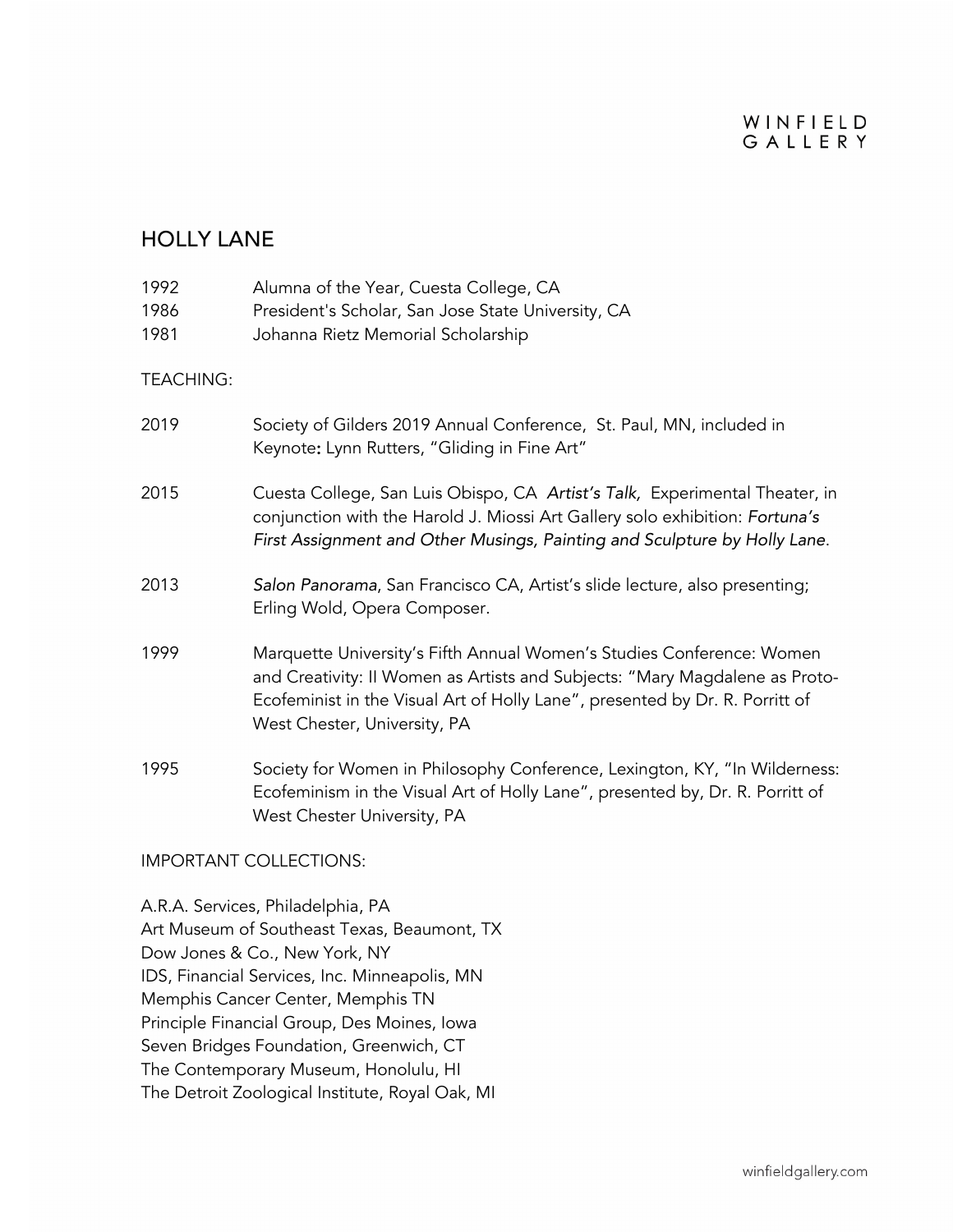## HOLLY LANE

1992 Alumna of the Year, Cuesta College, CA
1986 President's Scholar, San Jose State University, CA
1981 Johanna Rietz Memorial Scholarship

TEACHING:

2019 Society of Gilders 2019 Annual Conference, St. Paul, MN, included in Keynote**:** Lynn Rutters, "Gliding in Fine Art"

2015 Cuesta College, San Luis Obispo, CA *Artist's Talk,* Experimental Theater, in conjunction with the Harold J. Miossi Art Gallery solo exhibition: *Fortuna's First Assignment and Other Musings, Painting and Sculpture by Holly Lane*.

2013 *Salon Panorama*, San Francisco CA, Artist's slide lecture, also presenting; Erling Wold, Opera Composer.

1999 Marquette University's Fifth Annual Women's Studies Conference: Women and Creativity: II Women as Artists and Subjects: "Mary Magdalene as Proto-Ecofeminist in the Visual Art of Holly Lane", presented by Dr. R. Porritt of West Chester, University, PA

1995 Society for Women in Philosophy Conference, Lexington, KY, "In Wilderness: Ecofeminism in the Visual Art of Holly Lane", presented by, Dr. R. Porritt of West Chester University, PA

IMPORTANT COLLECTIONS:

A.R.A. Services, Philadelphia, PA
Art Museum of Southeast Texas, Beaumont, TX
Dow Jones & Co., New York, NY
IDS, Financial Services, Inc. Minneapolis, MN
Memphis Cancer Center, Memphis TN
Principle Financial Group, Des Moines, Iowa
Seven Bridges Foundation, Greenwich, CT
The Contemporary Museum, Honolulu, HI
The Detroit Zoological Institute, Royal Oak, MI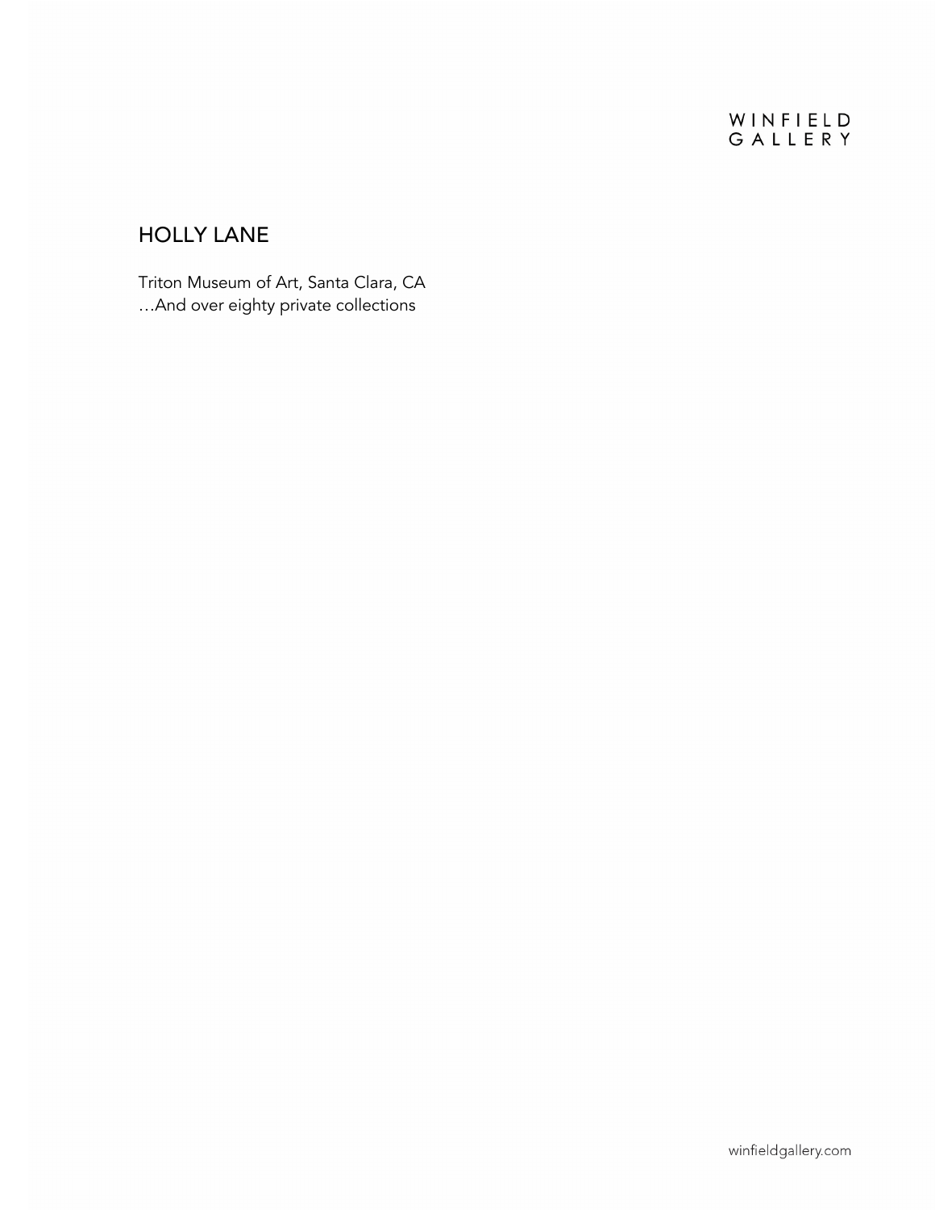## HOLLY LANE

Triton Museum of Art, Santa Clara, CA
…And over eighty private collections